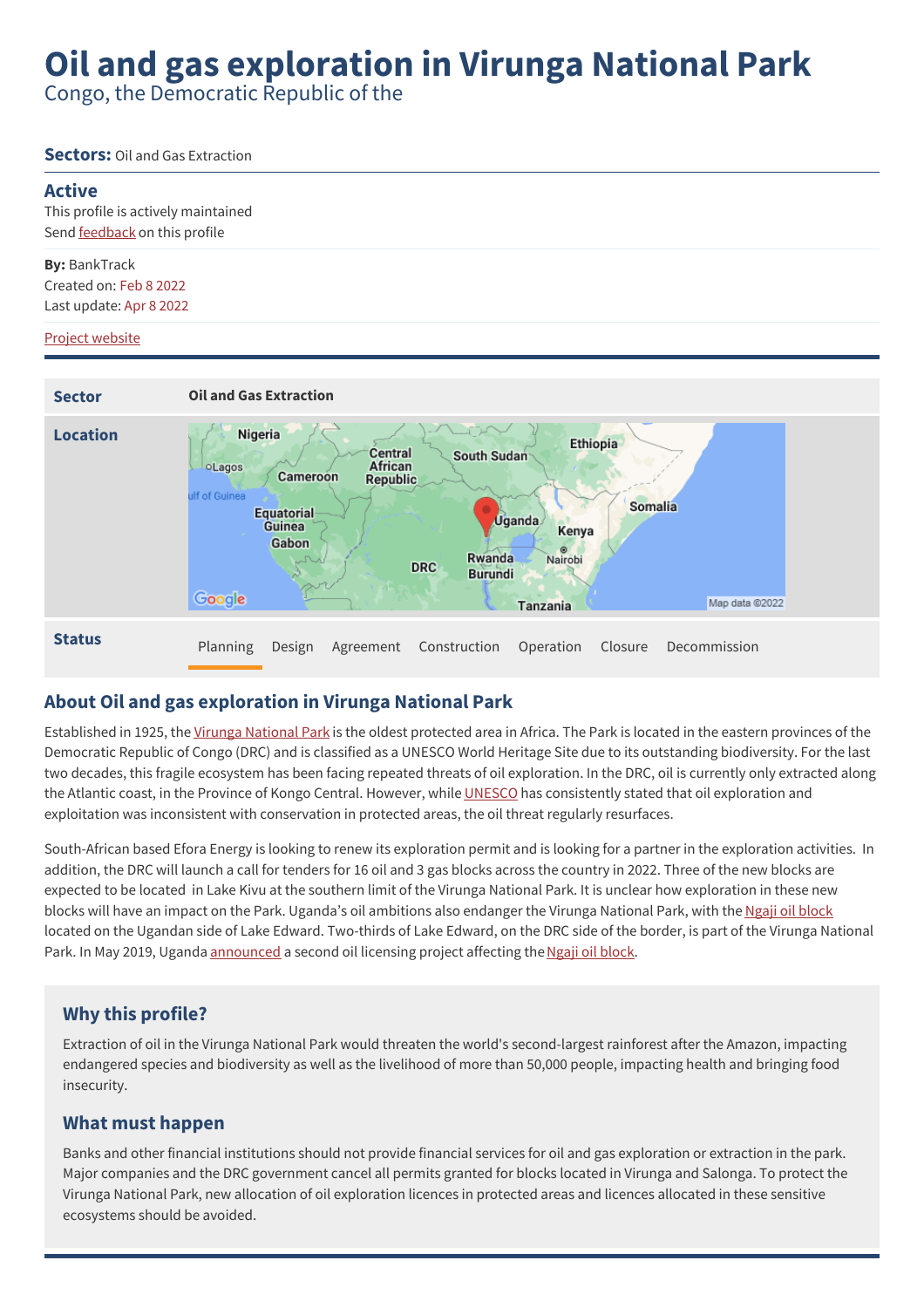# Oil and gas exploration in Virunga National Park

Congo, the Democratic Republic of the

**Sectors:** Oil and Gas Extraction

## Active

This profile is actively maintained

Send feedback on this profile

**By:** BankTrack

Created on: Feb 8 2022

Last update: Apr 8 2022

Project website

| | |
|---|---|
| **Sector** | **Oil and Gas Extraction** |
| **Location** | |
| **Status** | Planning · Design · Agreement · Construction · Operation · Closure · Decommission |

## About Oil and gas exploration in Virunga National Park

Established in 1925, the Virunga National Park is the oldest protected area in Africa. The Park is located in the eastern provinces of the Democratic Republic of Congo (DRC) and is classified as a UNESCO World Heritage Site due to its outstanding biodiversity. For the last two decades, this fragile ecosystem has been facing repeated threats of oil exploration. In the DRC, oil is currently only extracted along the Atlantic coast, in the Province of Kongo Central. However, while UNESCO has consistently stated that oil exploration and exploitation was inconsistent with conservation in protected areas, the oil threat regularly resurfaces.

South-African based Efora Energy is looking to renew its exploration permit and is looking for a partner in the exploration activities. In addition, the DRC will launch a call for tenders for 16 oil and 3 gas blocks across the country in 2022. Three of the new blocks are expected to be located in Lake Kivu at the southern limit of the Virunga National Park. It is unclear how exploration in these new blocks will have an impact on the Park. Uganda's oil ambitions also endanger the Virunga National Park, with the Ngaji oil block located on the Ugandan side of Lake Edward. Two-thirds of Lake Edward, on the DRC side of the border, is part of the Virunga National Park. In May 2019, Uganda announced a second oil licensing project affecting the Ngaji oil block.

### Why this profile?

Extraction of oil in the Virunga National Park would threaten the world's second-largest rainforest after the Amazon, impacting endangered species and biodiversity as well as the livelihood of more than 50,000 people, impacting health and bringing food insecurity.

### What must happen

Banks and other financial institutions should not provide financial services for oil and gas exploration or extraction in the park. Major companies and the DRC government cancel all permits granted for blocks located in Virunga and Salonga. To protect the Virunga National Park, new allocation of oil exploration licences in protected areas and licences allocated in these sensitive ecosystems should be avoided.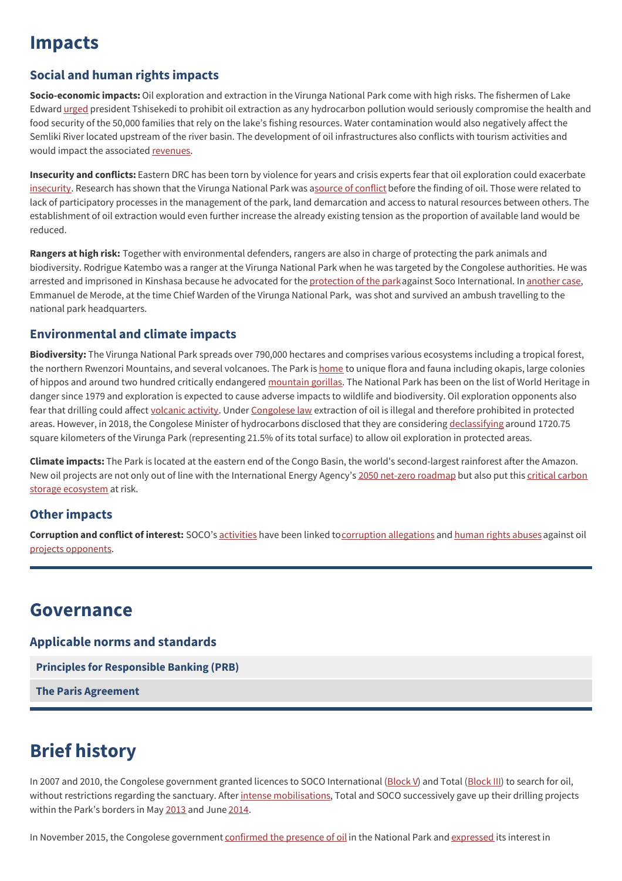# Impacts

## Social and human rights impacts

**Socio-economic impacts:** Oil exploration and extraction in the Virunga National Park come with high risks. The fishermen of Lake Edward urged president Tshisekedi to prohibit oil extraction as any hydrocarbon pollution would seriously compromise the health and food security of the 50,000 families that rely on the lake's fishing resources. Water contamination would also negatively affect the Semliki River located upstream of the river basin. The development of oil infrastructures also conflicts with tourism activities and would impact the associated revenues.

**Insecurity and conflicts:** Eastern DRC has been torn by violence for years and crisis experts fear that oil exploration could exacerbate insecurity. Research has shown that the Virunga National Park was a source of conflict before the finding of oil. Those were related to lack of participatory processes in the management of the park, land demarcation and access to natural resources between others. The establishment of oil extraction would even further increase the already existing tension as the proportion of available land would be reduced.

**Rangers at high risk:** Together with environmental defenders, rangers are also in charge of protecting the park animals and biodiversity. Rodrigue Katembo was a ranger at the Virunga National Park when he was targeted by the Congolese authorities. He was arrested and imprisoned in Kinshasa because he advocated for the protection of the park against Soco International. In another case, Emmanuel de Merode, at the time Chief Warden of the Virunga National Park, was shot and survived an ambush travelling to the national park headquarters.

## Environmental and climate impacts

**Biodiversity:** The Virunga National Park spreads over 790,000 hectares and comprises various ecosystems including a tropical forest, the northern Rwenzori Mountains, and several volcanoes. The Park is home to unique flora and fauna including okapis, large colonies of hippos and around two hundred critically endangered mountain gorillas. The National Park has been on the list of World Heritage in danger since 1979 and exploration is expected to cause adverse impacts to wildlife and biodiversity. Oil exploration opponents also fear that drilling could affect volcanic activity. Under Congolese law extraction of oil is illegal and therefore prohibited in protected areas. However, in 2018, the Congolese Minister of hydrocarbons disclosed that they are considering declassifying around 1720.75 square kilometers of the Virunga Park (representing 21.5% of its total surface) to allow oil exploration in protected areas.

**Climate impacts:** The Park is located at the eastern end of the Congo Basin, the world's second-largest rainforest after the Amazon. New oil projects are not only out of line with the International Energy Agency's 2050 net-zero roadmap but also put this critical carbon storage ecosystem at risk.

## Other impacts

**Corruption and conflict of interest:** SOCO's activities have been linked to corruption allegations and human rights abuses against oil projects opponents.

# Governance

## Applicable norms and standards

**Principles for Responsible Banking (PRB)**

**The Paris Agreement**

# Brief history

In 2007 and 2010, the Congolese government granted licences to SOCO International (Block V) and Total (Block III) to search for oil, without restrictions regarding the sanctuary. After intense mobilisations, Total and SOCO successively gave up their drilling projects within the Park's borders in May 2013 and June 2014.

In November 2015, the Congolese government confirmed the presence of oil in the National Park and expressed its interest in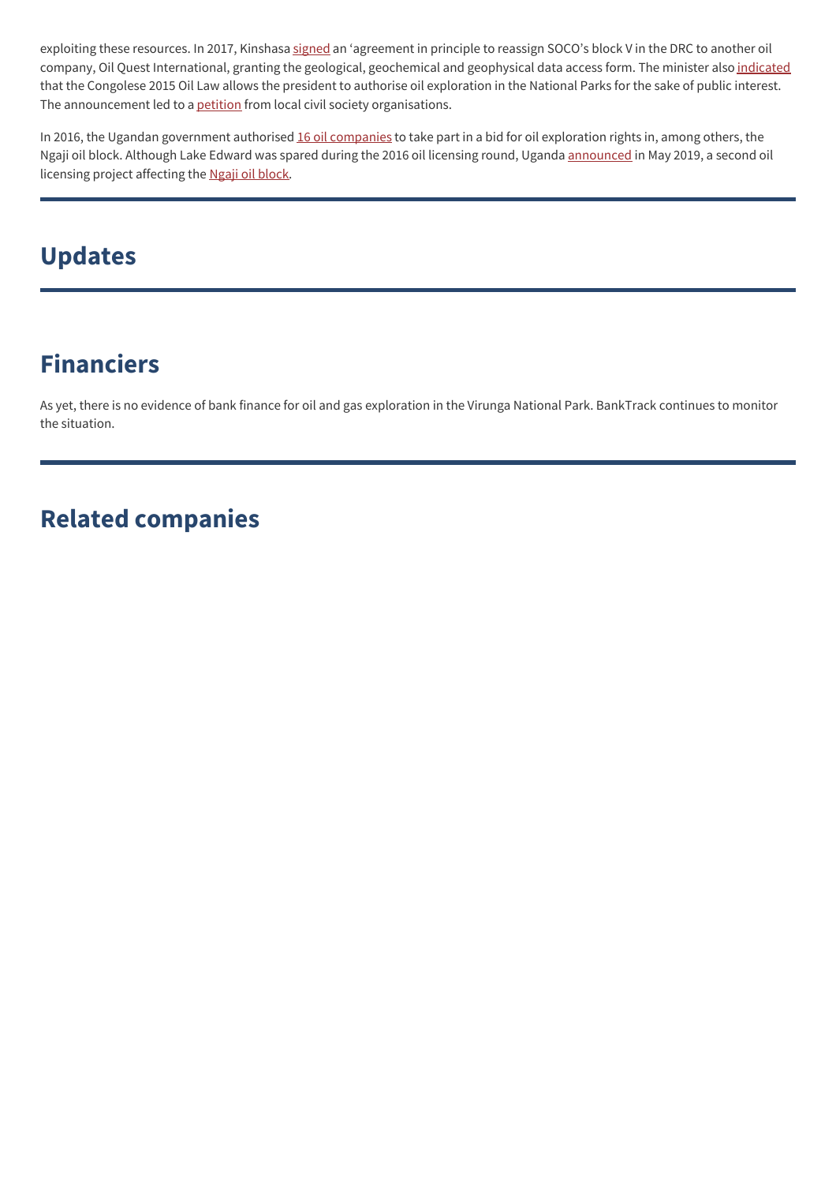exploiting these resources. In 2017, Kinshasa signed an 'agreement in principle to reassign SOCO's block V in the DRC to another oil company, Oil Quest International, granting the geological, geochemical and geophysical data access form. The minister also indicated that the Congolese 2015 Oil Law allows the president to authorise oil exploration in the National Parks for the sake of public interest. The announcement led to a petition from local civil society organisations.

In 2016, the Ugandan government authorised 16 oil companies to take part in a bid for oil exploration rights in, among others, the Ngaji oil block. Although Lake Edward was spared during the 2016 oil licensing round, Uganda announced in May 2019, a second oil licensing project affecting the Ngaji oil block.

## Updates

## Financiers

As yet, there is no evidence of bank finance for oil and gas exploration in the Virunga National Park. BankTrack continues to monitor the situation.

## Related companies